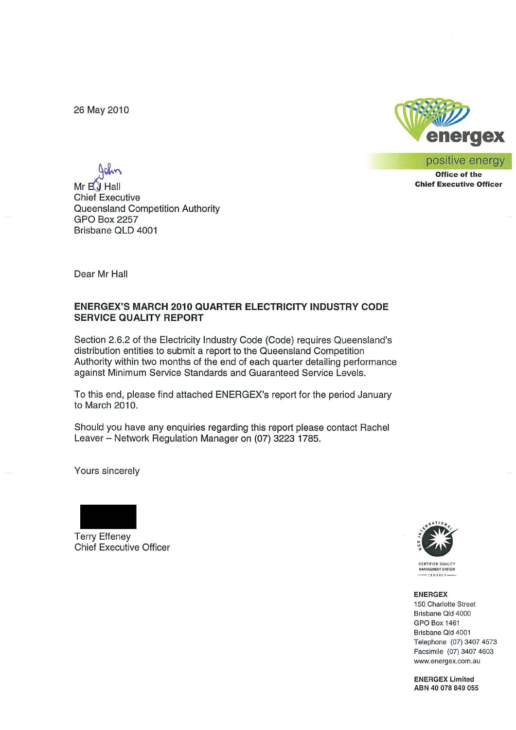26 May 2010

**energex**
positive energy

**Office of the Chief Executive Officer**

Mr EJ Hall
Chief Executive
Queensland Competition Authority
GPO Box 2257
Brisbane QLD 4001

Dear Mr Hall

**ENERGEX'S MARCH 2010 QUARTER ELECTRICITY INDUSTRY CODE SERVICE QUALITY REPORT**

Section 2.6.2 of the Electricity Industry Code (Code) requires Queensland's distribution entities to submit a report to the Queensland Competition Authority within two months of the end of each quarter detailing performance against Minimum Service Standards and Guaranteed Service Levels.

To this end, please find attached ENERGEX's report for the period January to March 2010.

Should you have any enquiries regarding this report please contact Rachel Leaver – Network Regulation Manager on (07) 3223 1785.

Yours sincerely

Terry Effeney
Chief Executive Officer

CERTIFIED QUALITY MANAGEMENT SYSTEM

**ENERGEX**
150 Charlotte Street
Brisbane Qld 4000
GPO Box 1461
Brisbane Qld 4001
Telephone (07) 3407 4573
Facsimile (07) 3407 4603
www.energex.com.au

**ENERGEX Limited**
**ABN 40 078 849 055**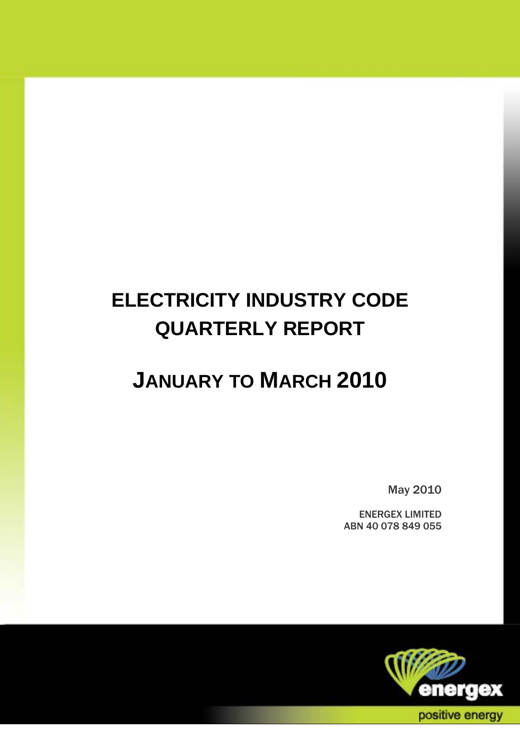# ELECTRICITY INDUSTRY CODE QUARTERLY REPORT

# JANUARY TO MARCH 2010

May 2010

ENERGEX LIMITED
ABN 40 078 849 055

energex

positive energy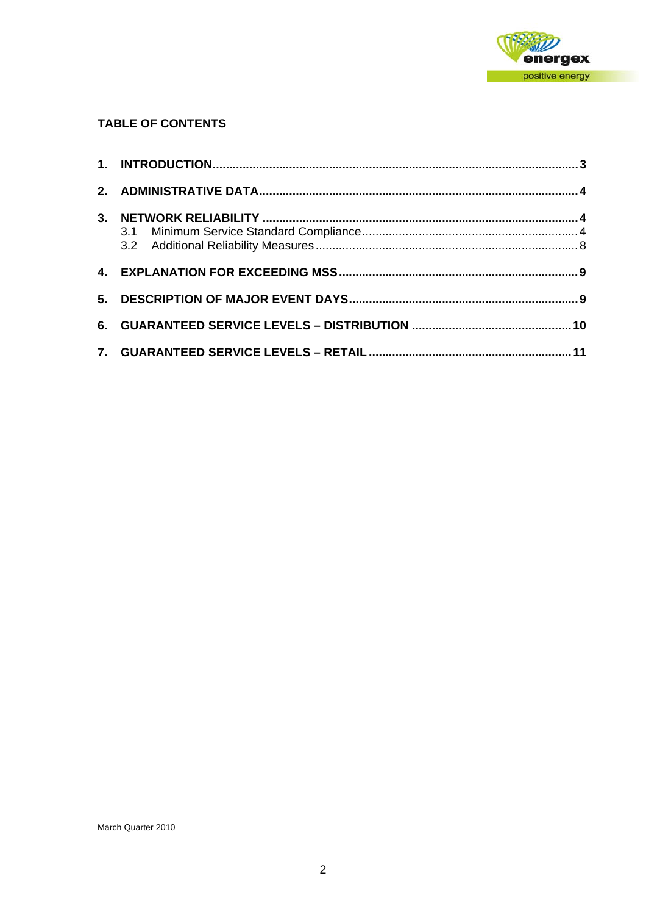**TABLE OF CONTENTS**

1. **INTRODUCTION** ........................................ 3
2. **ADMINISTRATIVE DATA** ........................................ 4
3. **NETWORK RELIABILITY** ........................................ 4
   - 3.1 Minimum Service Standard Compliance ........................................ 4
   - 3.2 Additional Reliability Measures ........................................ 8
4. **EXPLANATION FOR EXCEEDING MSS** ........................................ 9
5. **DESCRIPTION OF MAJOR EVENT DAYS** ........................................ 9
6. **GUARANTEED SERVICE LEVELS – DISTRIBUTION** ........................................ 10
7. **GUARANTEED SERVICE LEVELS – RETAIL** ........................................ 11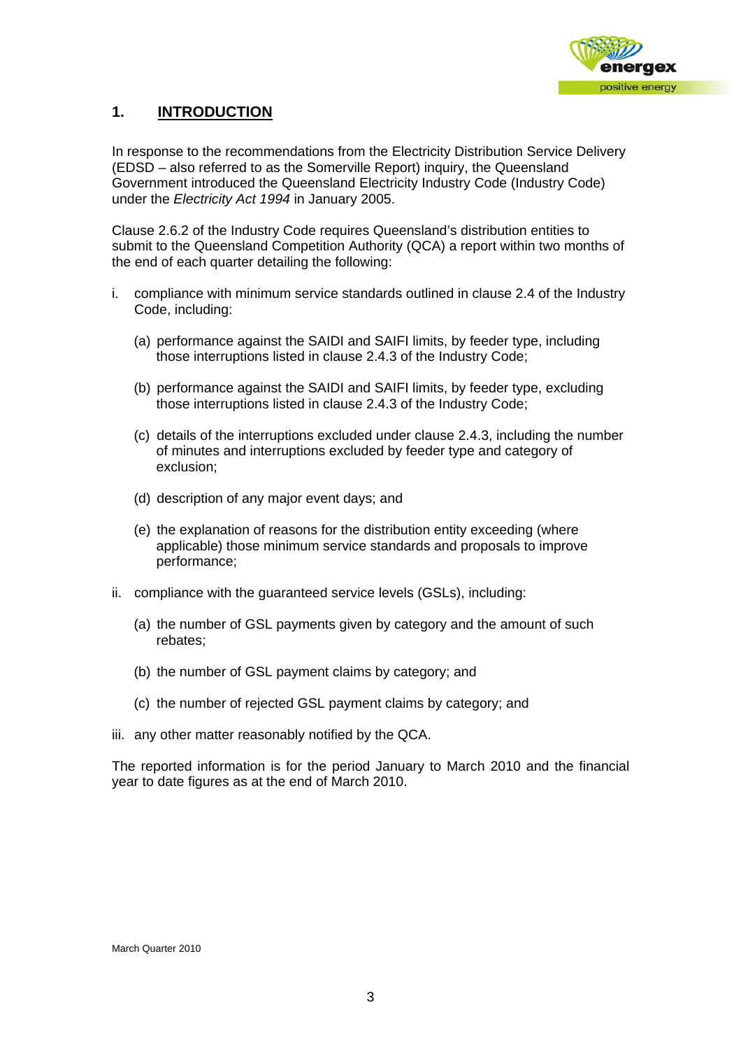# 1. INTRODUCTION

In response to the recommendations from the Electricity Distribution Service Delivery (EDSD – also referred to as the Somerville Report) inquiry, the Queensland Government introduced the Queensland Electricity Industry Code (Industry Code) under the *Electricity Act 1994* in January 2005.

Clause 2.6.2 of the Industry Code requires Queensland's distribution entities to submit to the Queensland Competition Authority (QCA) a report within two months of the end of each quarter detailing the following:

i. compliance with minimum service standards outlined in clause 2.4 of the Industry Code, including:

   (a) performance against the SAIDI and SAIFI limits, by feeder type, including those interruptions listed in clause 2.4.3 of the Industry Code;

   (b) performance against the SAIDI and SAIFI limits, by feeder type, excluding those interruptions listed in clause 2.4.3 of the Industry Code;

   (c) details of the interruptions excluded under clause 2.4.3, including the number of minutes and interruptions excluded by feeder type and category of exclusion;

   (d) description of any major event days; and

   (e) the explanation of reasons for the distribution entity exceeding (where applicable) those minimum service standards and proposals to improve performance;

ii. compliance with the guaranteed service levels (GSLs), including:

   (a) the number of GSL payments given by category and the amount of such rebates;

   (b) the number of GSL payment claims by category; and

   (c) the number of rejected GSL payment claims by category; and

iii. any other matter reasonably notified by the QCA.

The reported information is for the period January to March 2010 and the financial year to date figures as at the end of March 2010.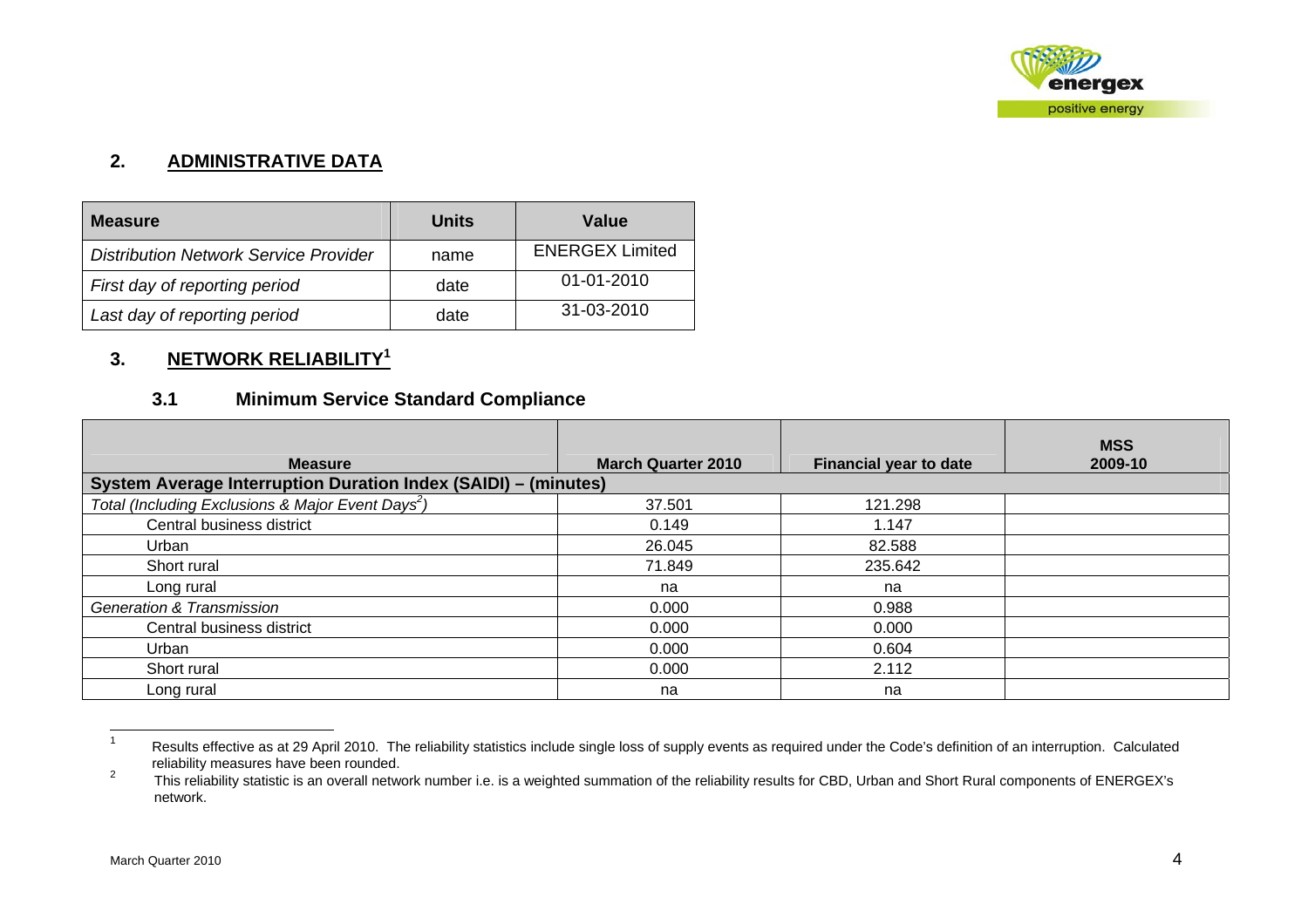## 2. ADMINISTRATIVE DATA

| Measure | Units | Value |
|---|---|---|
| *Distribution Network Service Provider* | name | ENERGEX Limited |
| *First day of reporting period* | date | 01-01-2010 |
| *Last day of reporting period* | date | 31-03-2010 |

## 3. NETWORK RELIABILITY[1]

### 3.1 Minimum Service Standard Compliance

| Measure | March Quarter 2010 | Financial year to date | MSS 2009-10 |
|---|---|---|---|
| **System Average Interruption Duration Index (SAIDI) – (minutes)** | | | |
| *Total (Including Exclusions & Major Event Days[2])* | 37.501 | 121.298 | |
| Central business district | 0.149 | 1.147 | |
| Urban | 26.045 | 82.588 | |
| Short rural | 71.849 | 235.642 | |
| Long rural | na | na | |
| *Generation & Transmission* | 0.000 | 0.988 | |
| Central business district | 0.000 | 0.000 | |
| Urban | 0.000 | 0.604 | |
| Short rural | 0.000 | 2.112 | |
| Long rural | na | na | |

---

[1] Results effective as at 29 April 2010. The reliability statistics include single loss of supply events as required under the Code's definition of an interruption. Calculated reliability measures have been rounded.

[2] This reliability statistic is an overall network number i.e. is a weighted summation of the reliability results for CBD, Urban and Short Rural components of ENERGEX's network.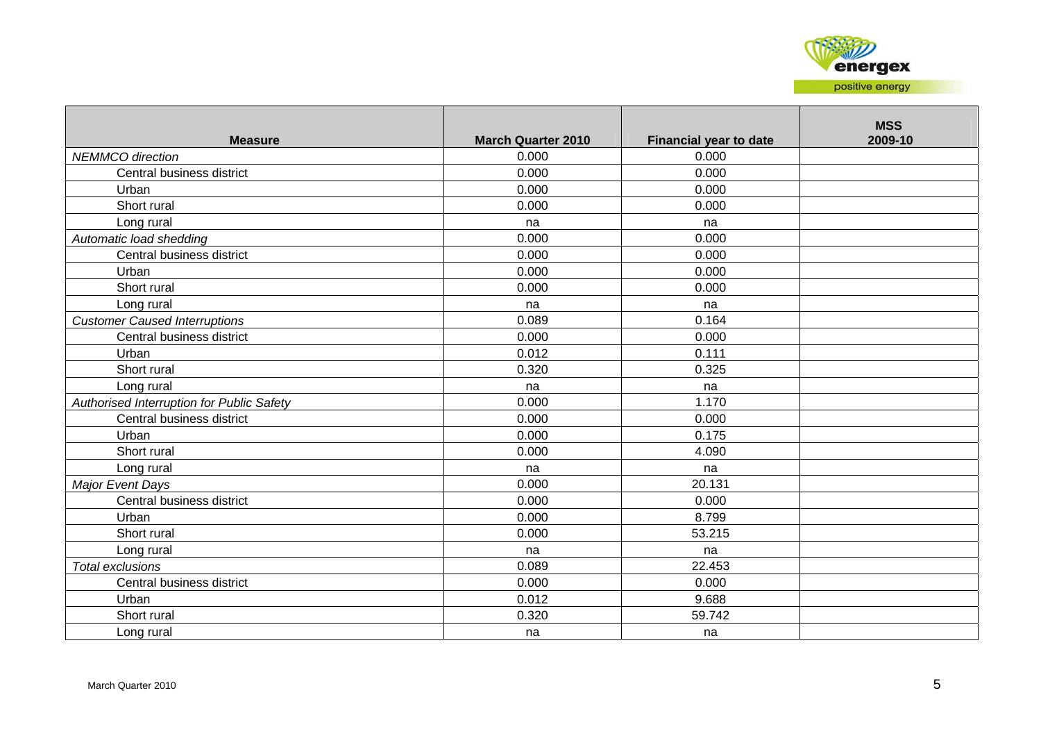| Measure | March Quarter 2010 | Financial year to date | MSS 2009-10 |
|---|---|---|---|
| *NEMMCO direction* | 0.000 | 0.000 | |
| Central business district | 0.000 | 0.000 | |
| Urban | 0.000 | 0.000 | |
| Short rural | 0.000 | 0.000 | |
| Long rural | na | na | |
| *Automatic load shedding* | 0.000 | 0.000 | |
| Central business district | 0.000 | 0.000 | |
| Urban | 0.000 | 0.000 | |
| Short rural | 0.000 | 0.000 | |
| Long rural | na | na | |
| *Customer Caused Interruptions* | 0.089 | 0.164 | |
| Central business district | 0.000 | 0.000 | |
| Urban | 0.012 | 0.111 | |
| Short rural | 0.320 | 0.325 | |
| Long rural | na | na | |
| *Authorised Interruption for Public Safety* | 0.000 | 1.170 | |
| Central business district | 0.000 | 0.000 | |
| Urban | 0.000 | 0.175 | |
| Short rural | 0.000 | 4.090 | |
| Long rural | na | na | |
| *Major Event Days* | 0.000 | 20.131 | |
| Central business district | 0.000 | 0.000 | |
| Urban | 0.000 | 8.799 | |
| Short rural | 0.000 | 53.215 | |
| Long rural | na | na | |
| *Total exclusions* | 0.089 | 22.453 | |
| Central business district | 0.000 | 0.000 | |
| Urban | 0.012 | 9.688 | |
| Short rural | 0.320 | 59.742 | |
| Long rural | na | na | |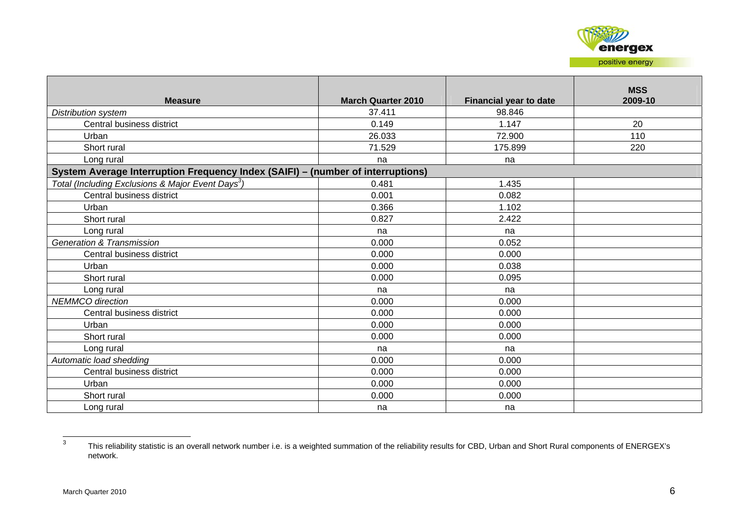| Measure | March Quarter 2010 | Financial year to date | MSS 2009-10 |
|---|---|---|---|
| *Distribution system* | 37.411 | 98.846 | |
| Central business district | 0.149 | 1.147 | 20 |
| Urban | 26.033 | 72.900 | 110 |
| Short rural | 71.529 | 175.899 | 220 |
| Long rural | na | na | |
| **System Average Interruption Frequency Index (SAIFI) – (number of interruptions)** | | | |
| *Total (Including Exclusions & Major Event Days[3])* | 0.481 | 1.435 | |
| Central business district | 0.001 | 0.082 | |
| Urban | 0.366 | 1.102 | |
| Short rural | 0.827 | 2.422 | |
| Long rural | na | na | |
| *Generation & Transmission* | 0.000 | 0.052 | |
| Central business district | 0.000 | 0.000 | |
| Urban | 0.000 | 0.038 | |
| Short rural | 0.000 | 0.095 | |
| Long rural | na | na | |
| *NEMMCO direction* | 0.000 | 0.000 | |
| Central business district | 0.000 | 0.000 | |
| Urban | 0.000 | 0.000 | |
| Short rural | 0.000 | 0.000 | |
| Long rural | na | na | |
| *Automatic load shedding* | 0.000 | 0.000 | |
| Central business district | 0.000 | 0.000 | |
| Urban | 0.000 | 0.000 | |
| Short rural | 0.000 | 0.000 | |
| Long rural | na | na | |

[3] This reliability statistic is an overall network number i.e. is a weighted summation of the reliability results for CBD, Urban and Short Rural components of ENERGEX's network.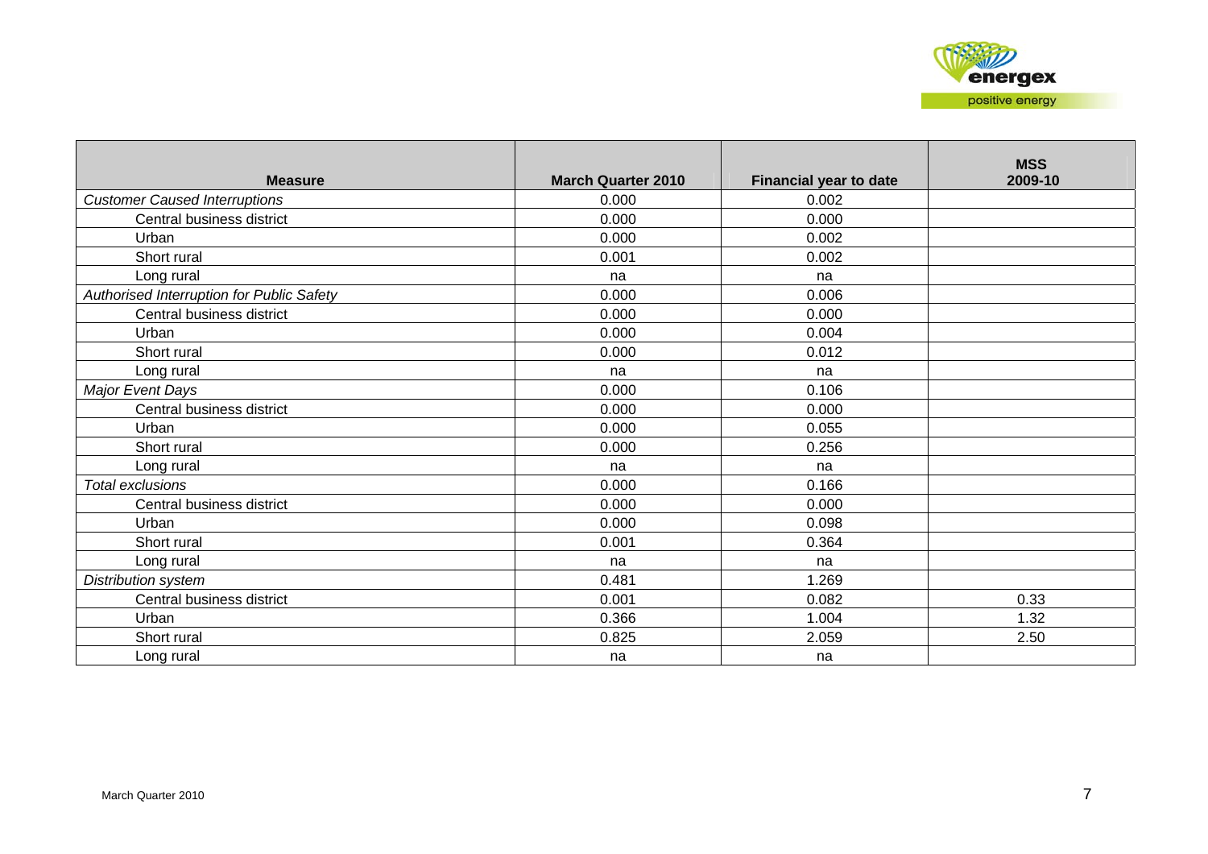| Measure | March Quarter 2010 | Financial year to date | MSS 2009-10 |
|---|---|---|---|
| *Customer Caused Interruptions* | 0.000 | 0.002 | |
| Central business district | 0.000 | 0.000 | |
| Urban | 0.000 | 0.002 | |
| Short rural | 0.001 | 0.002 | |
| Long rural | na | na | |
| *Authorised Interruption for Public Safety* | 0.000 | 0.006 | |
| Central business district | 0.000 | 0.000 | |
| Urban | 0.000 | 0.004 | |
| Short rural | 0.000 | 0.012 | |
| Long rural | na | na | |
| *Major Event Days* | 0.000 | 0.106 | |
| Central business district | 0.000 | 0.000 | |
| Urban | 0.000 | 0.055 | |
| Short rural | 0.000 | 0.256 | |
| Long rural | na | na | |
| *Total exclusions* | 0.000 | 0.166 | |
| Central business district | 0.000 | 0.000 | |
| Urban | 0.000 | 0.098 | |
| Short rural | 0.001 | 0.364 | |
| Long rural | na | na | |
| *Distribution system* | 0.481 | 1.269 | |
| Central business district | 0.001 | 0.082 | 0.33 |
| Urban | 0.366 | 1.004 | 1.32 |
| Short rural | 0.825 | 2.059 | 2.50 |
| Long rural | na | na | |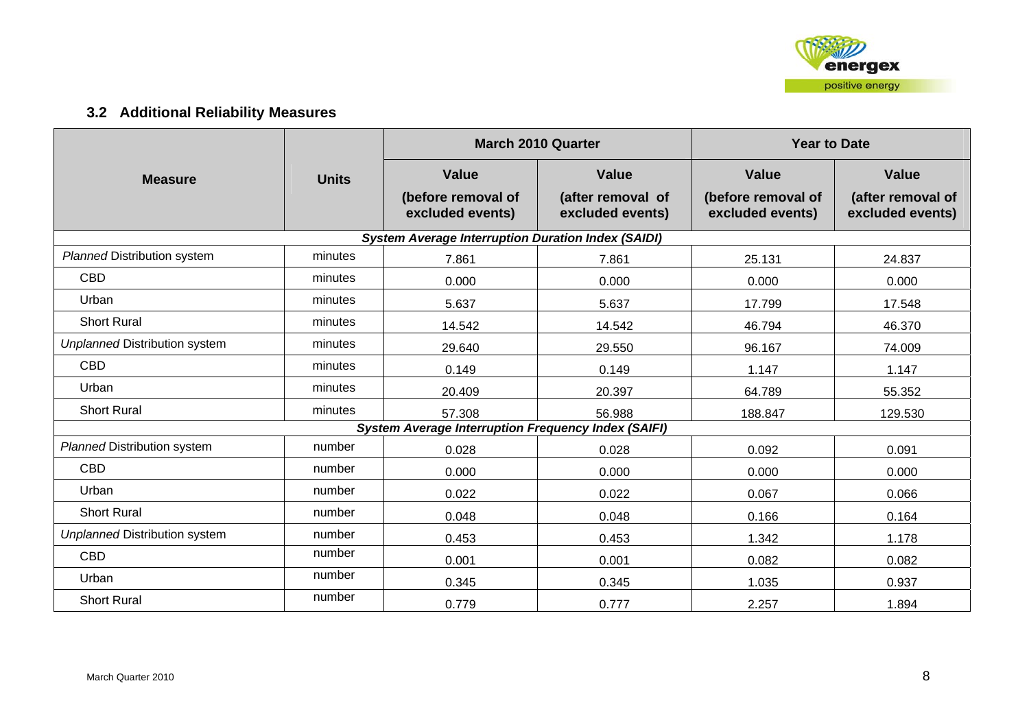## 3.2 Additional Reliability Measures

| Measure | Units | March 2010 Quarter | | Year to Date | |
|---|---|---|---|---|---|
| | | Value (before removal of excluded events) | Value (after removal of excluded events) | Value (before removal of excluded events) | Value (after removal of excluded events) |
| ***System Average Interruption Duration Index (SAIDI)*** | | | | | |
| *Planned* Distribution system | minutes | 7.861 | 7.861 | 25.131 | 24.837 |
| CBD | minutes | 0.000 | 0.000 | 0.000 | 0.000 |
| Urban | minutes | 5.637 | 5.637 | 17.799 | 17.548 |
| Short Rural | minutes | 14.542 | 14.542 | 46.794 | 46.370 |
| *Unplanned* Distribution system | minutes | 29.640 | 29.550 | 96.167 | 74.009 |
| CBD | minutes | 0.149 | 0.149 | 1.147 | 1.147 |
| Urban | minutes | 20.409 | 20.397 | 64.789 | 55.352 |
| Short Rural | minutes | 57.308 | 56.988 | 188.847 | 129.530 |
| ***System Average Interruption Frequency Index (SAIFI)*** | | | | | |
| *Planned* Distribution system | number | 0.028 | 0.028 | 0.092 | 0.091 |
| CBD | number | 0.000 | 0.000 | 0.000 | 0.000 |
| Urban | number | 0.022 | 0.022 | 0.067 | 0.066 |
| Short Rural | number | 0.048 | 0.048 | 0.166 | 0.164 |
| *Unplanned* Distribution system | number | 0.453 | 0.453 | 1.342 | 1.178 |
| CBD | number | 0.001 | 0.001 | 0.082 | 0.082 |
| Urban | number | 0.345 | 0.345 | 1.035 | 0.937 |
| Short Rural | number | 0.779 | 0.777 | 2.257 | 1.894 |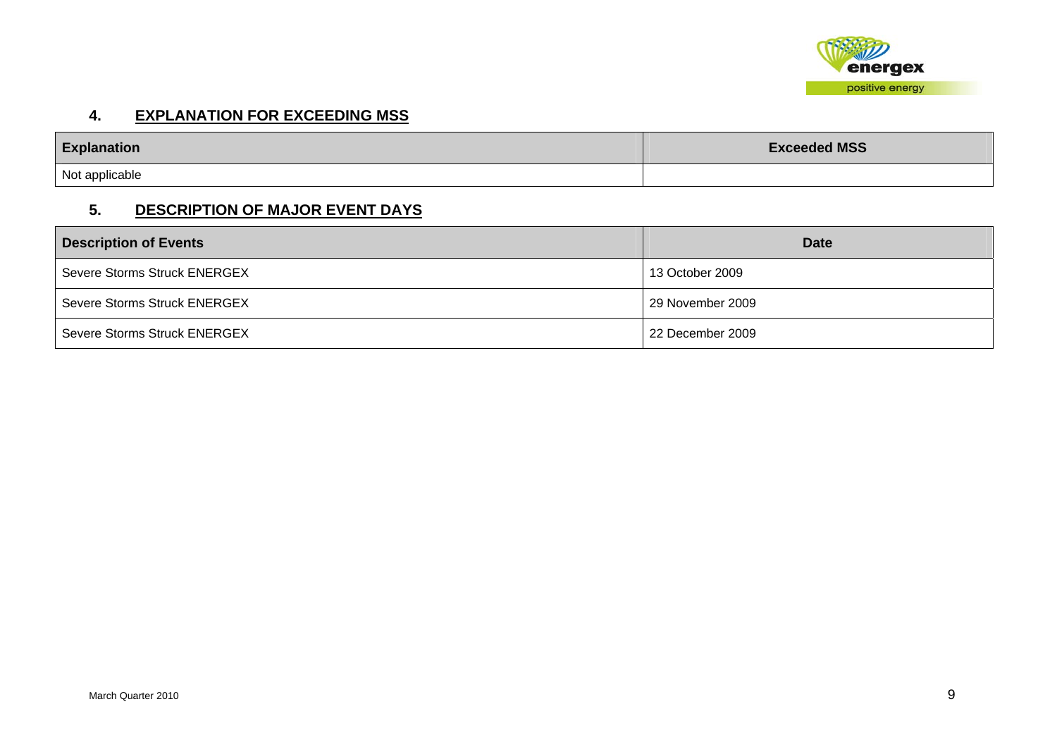## 4. EXPLANATION FOR EXCEEDING MSS

| Explanation | Exceeded MSS |
|---|---|
| Not applicable | |

## 5. DESCRIPTION OF MAJOR EVENT DAYS

| Description of Events | Date |
|---|---|
| Severe Storms Struck ENERGEX | 13 October 2009 |
| Severe Storms Struck ENERGEX | 29 November 2009 |
| Severe Storms Struck ENERGEX | 22 December 2009 |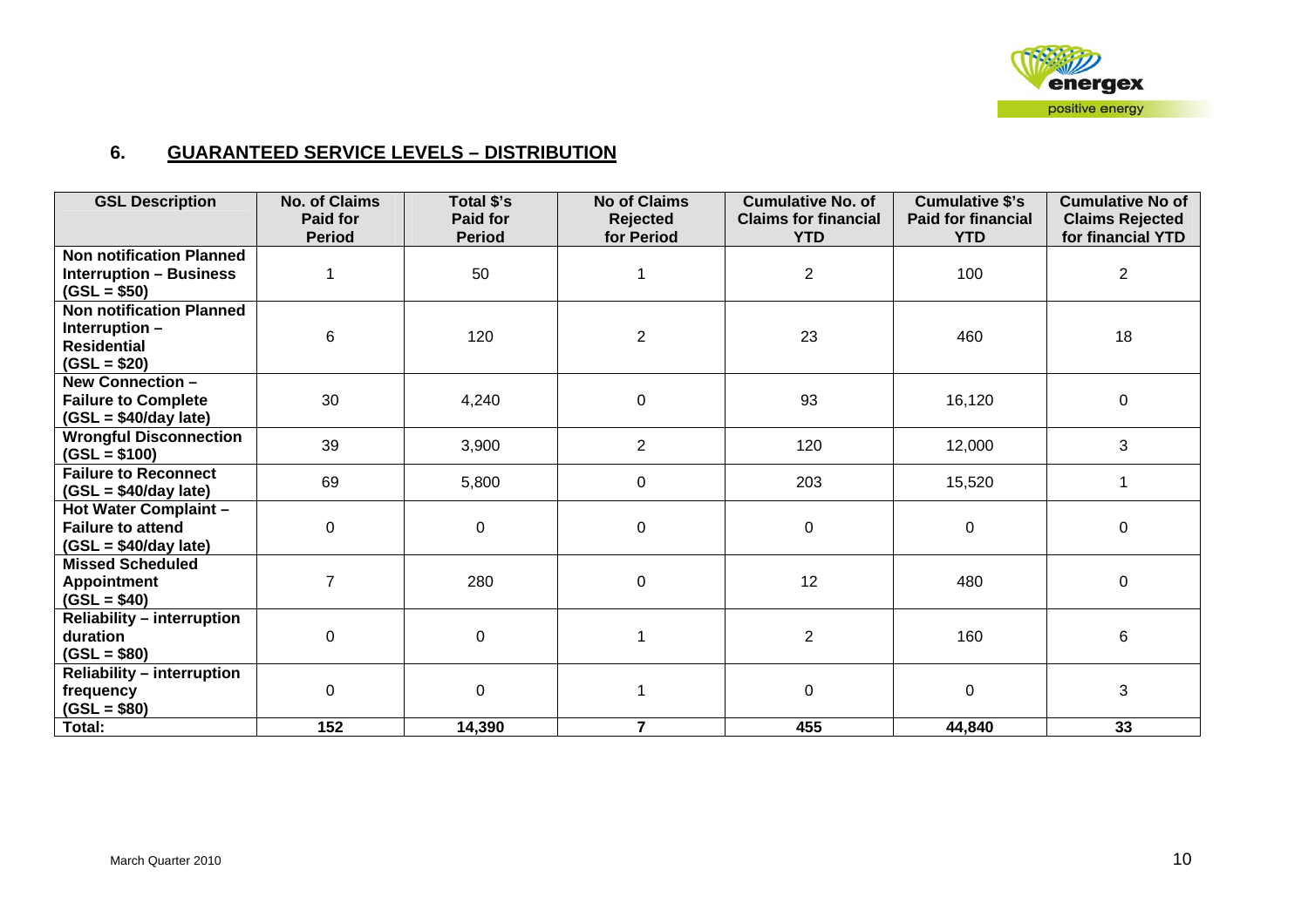## 6. GUARANTEED SERVICE LEVELS – DISTRIBUTION

| GSL Description | No. of Claims Paid for Period | Total $'s Paid for Period | No of Claims Rejected for Period | Cumulative No. of Claims for financial YTD | Cumulative $'s Paid for financial YTD | Cumulative No of Claims Rejected for financial YTD |
|---|---|---|---|---|---|---|
| **Non notification Planned Interruption – Business (GSL = $50)** | 1 | 50 | 1 | 2 | 100 | 2 |
| **Non notification Planned Interruption – Residential (GSL = $20)** | 6 | 120 | 2 | 23 | 460 | 18 |
| **New Connection – Failure to Complete (GSL = $40/day late)** | 30 | 4,240 | 0 | 93 | 16,120 | 0 |
| **Wrongful Disconnection (GSL = $100)** | 39 | 3,900 | 2 | 120 | 12,000 | 3 |
| **Failure to Reconnect (GSL = $40/day late)** | 69 | 5,800 | 0 | 203 | 15,520 | 1 |
| **Hot Water Complaint – Failure to attend (GSL = $40/day late)** | 0 | 0 | 0 | 0 | 0 | 0 |
| **Missed Scheduled Appointment (GSL = $40)** | 7 | 280 | 0 | 12 | 480 | 0 |
| **Reliability – interruption duration (GSL = $80)** | 0 | 0 | 1 | 2 | 160 | 6 |
| **Reliability – interruption frequency (GSL = $80)** | 0 | 0 | 1 | 0 | 0 | 3 |
| **Total:** | **152** | **14,390** | **7** | **455** | **44,840** | **33** |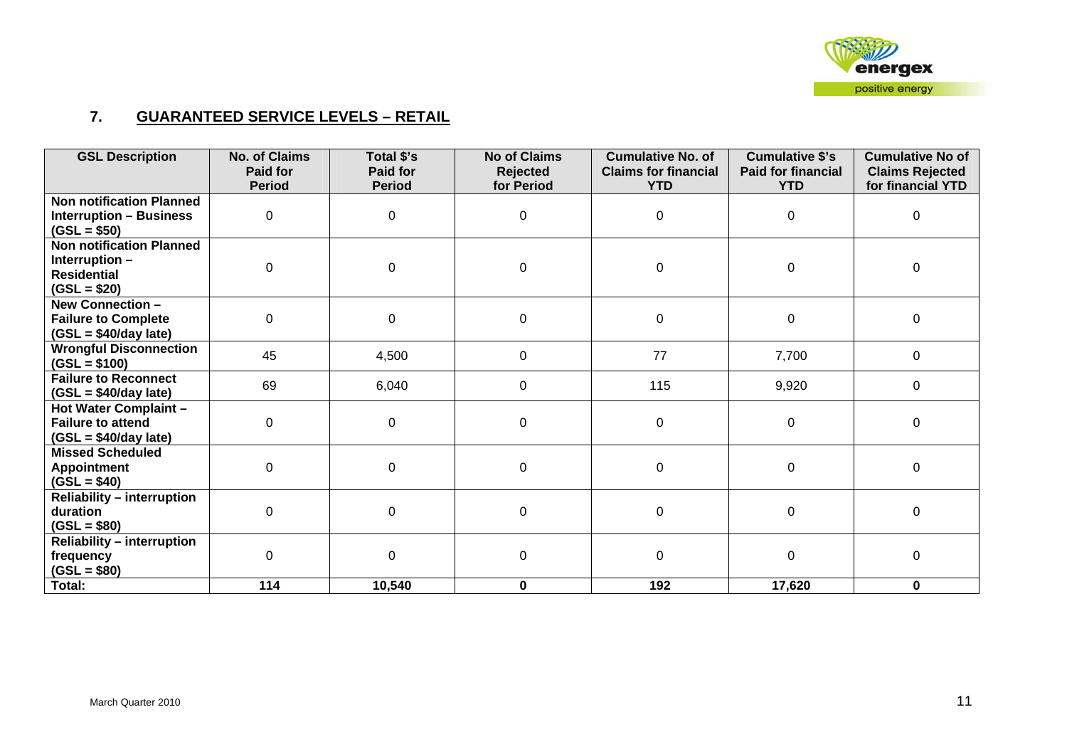## 7. GUARANTEED SERVICE LEVELS – RETAIL

| GSL Description | No. of Claims Paid for Period | Total $'s Paid for Period | No of Claims Rejected for Period | Cumulative No. of Claims for financial YTD | Cumulative $'s Paid for financial YTD | Cumulative No of Claims Rejected for financial YTD |
|---|---|---|---|---|---|---|
| **Non notification Planned Interruption – Business (GSL = $50)** | 0 | 0 | 0 | 0 | 0 | 0 |
| **Non notification Planned Interruption – Residential (GSL = $20)** | 0 | 0 | 0 | 0 | 0 | 0 |
| **New Connection – Failure to Complete (GSL = $40/day late)** | 0 | 0 | 0 | 0 | 0 | 0 |
| **Wrongful Disconnection (GSL = $100)** | 45 | 4,500 | 0 | 77 | 7,700 | 0 |
| **Failure to Reconnect (GSL = $40/day late)** | 69 | 6,040 | 0 | 115 | 9,920 | 0 |
| **Hot Water Complaint – Failure to attend (GSL = $40/day late)** | 0 | 0 | 0 | 0 | 0 | 0 |
| **Missed Scheduled Appointment (GSL = $40)** | 0 | 0 | 0 | 0 | 0 | 0 |
| **Reliability – interruption duration (GSL = $80)** | 0 | 0 | 0 | 0 | 0 | 0 |
| **Reliability – interruption frequency (GSL = $80)** | 0 | 0 | 0 | 0 | 0 | 0 |
| **Total:** | **114** | **10,540** | **0** | **192** | **17,620** | **0** |